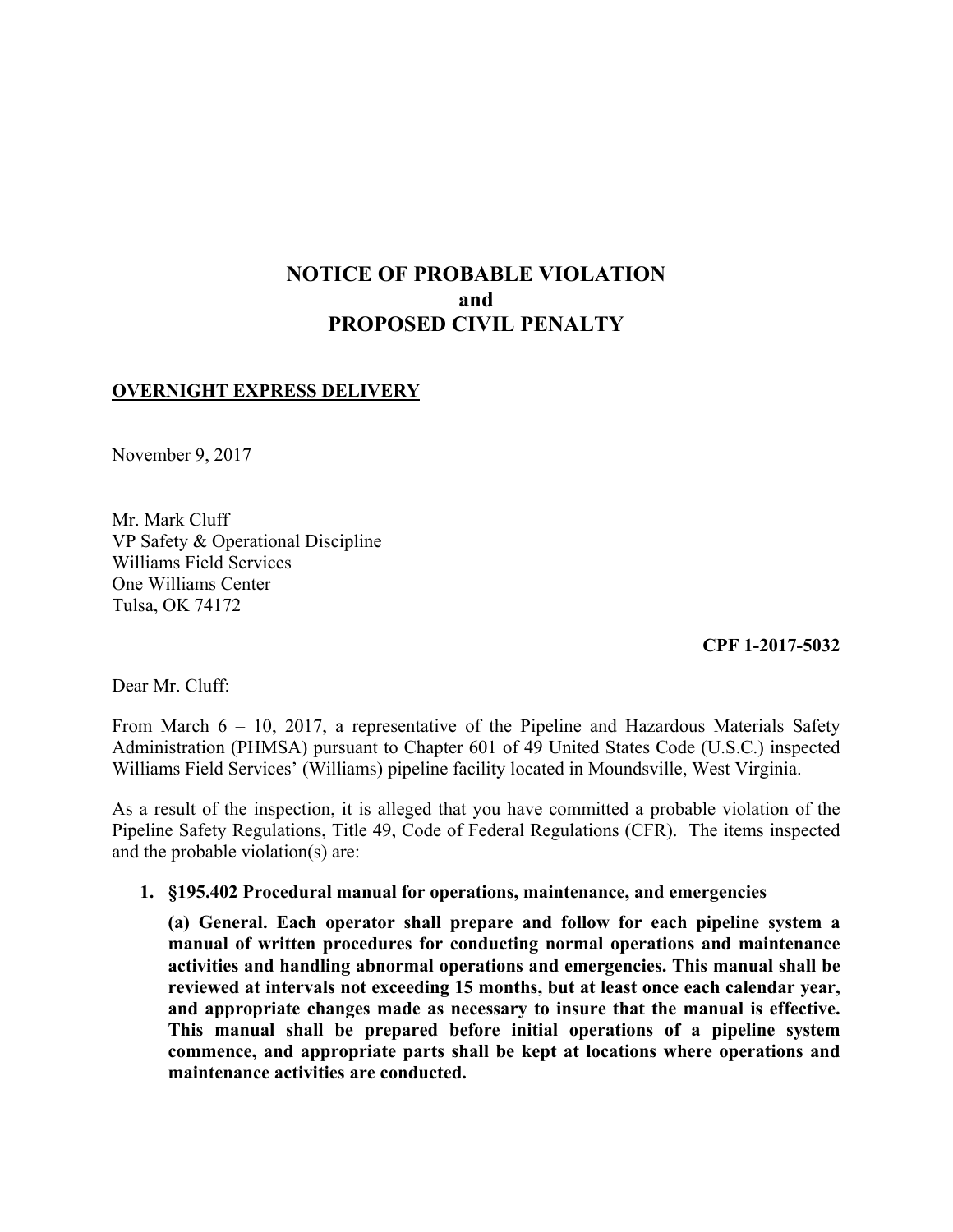# NOTICE OF PROBABLE VIOLATION
# and
# PROPOSED CIVIL PENALTY

**OVERNIGHT EXPRESS DELIVERY**

November 9, 2017

Mr. Mark Cluff
VP Safety & Operational Discipline
Williams Field Services
One Williams Center
Tulsa, OK 74172

**CPF 1-2017-5032**

Dear Mr. Cluff:

From March 6 – 10, 2017, a representative of the Pipeline and Hazardous Materials Safety Administration (PHMSA) pursuant to Chapter 601 of 49 United States Code (U.S.C.) inspected Williams Field Services' (Williams) pipeline facility located in Moundsville, West Virginia.

As a result of the inspection, it is alleged that you have committed a probable violation of the Pipeline Safety Regulations, Title 49, Code of Federal Regulations (CFR). The items inspected and the probable violation(s) are:

1. **§195.402 Procedural manual for operations, maintenance, and emergencies**

   **(a) General. Each operator shall prepare and follow for each pipeline system a manual of written procedures for conducting normal operations and maintenance activities and handling abnormal operations and emergencies. This manual shall be reviewed at intervals not exceeding 15 months, but at least once each calendar year, and appropriate changes made as necessary to insure that the manual is effective. This manual shall be prepared before initial operations of a pipeline system commence, and appropriate parts shall be kept at locations where operations and maintenance activities are conducted.**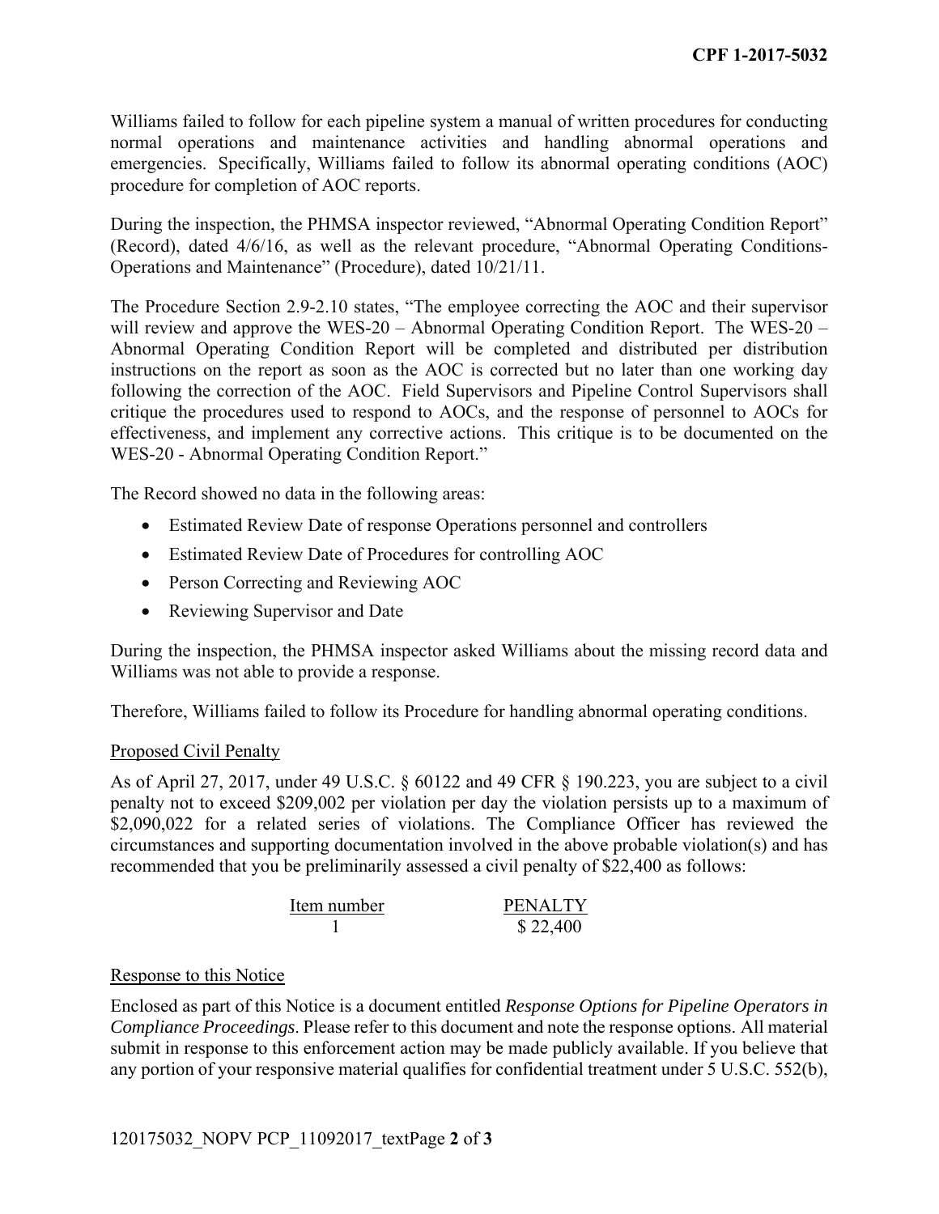Williams failed to follow for each pipeline system a manual of written procedures for conducting normal operations and maintenance activities and handling abnormal operations and emergencies. Specifically, Williams failed to follow its abnormal operating conditions (AOC) procedure for completion of AOC reports.

During the inspection, the PHMSA inspector reviewed, "Abnormal Operating Condition Report" (Record), dated 4/6/16, as well as the relevant procedure, "Abnormal Operating Conditions-Operations and Maintenance" (Procedure), dated 10/21/11.

The Procedure Section 2.9-2.10 states, "The employee correcting the AOC and their supervisor will review and approve the WES-20 – Abnormal Operating Condition Report. The WES-20 – Abnormal Operating Condition Report will be completed and distributed per distribution instructions on the report as soon as the AOC is corrected but no later than one working day following the correction of the AOC. Field Supervisors and Pipeline Control Supervisors shall critique the procedures used to respond to AOCs, and the response of personnel to AOCs for effectiveness, and implement any corrective actions. This critique is to be documented on the WES-20 - Abnormal Operating Condition Report."

The Record showed no data in the following areas:

- Estimated Review Date of response Operations personnel and controllers
- Estimated Review Date of Procedures for controlling AOC
- Person Correcting and Reviewing AOC
- Reviewing Supervisor and Date

During the inspection, the PHMSA inspector asked Williams about the missing record data and Williams was not able to provide a response.

Therefore, Williams failed to follow its Procedure for handling abnormal operating conditions.

Proposed Civil Penalty

As of April 27, 2017, under 49 U.S.C. § 60122 and 49 CFR § 190.223, you are subject to a civil penalty not to exceed $209,002 per violation per day the violation persists up to a maximum of $2,090,022 for a related series of violations. The Compliance Officer has reviewed the circumstances and supporting documentation involved in the above probable violation(s) and has recommended that you be preliminarily assessed a civil penalty of $22,400 as follows:

| Item number | PENALTY |
|---|---|
| 1 | $ 22,400 |

Response to this Notice

Enclosed as part of this Notice is a document entitled *Response Options for Pipeline Operators in Compliance Proceedings*. Please refer to this document and note the response options. All material submit in response to this enforcement action may be made publicly available. If you believe that any portion of your responsive material qualifies for confidential treatment under 5 U.S.C. 552(b),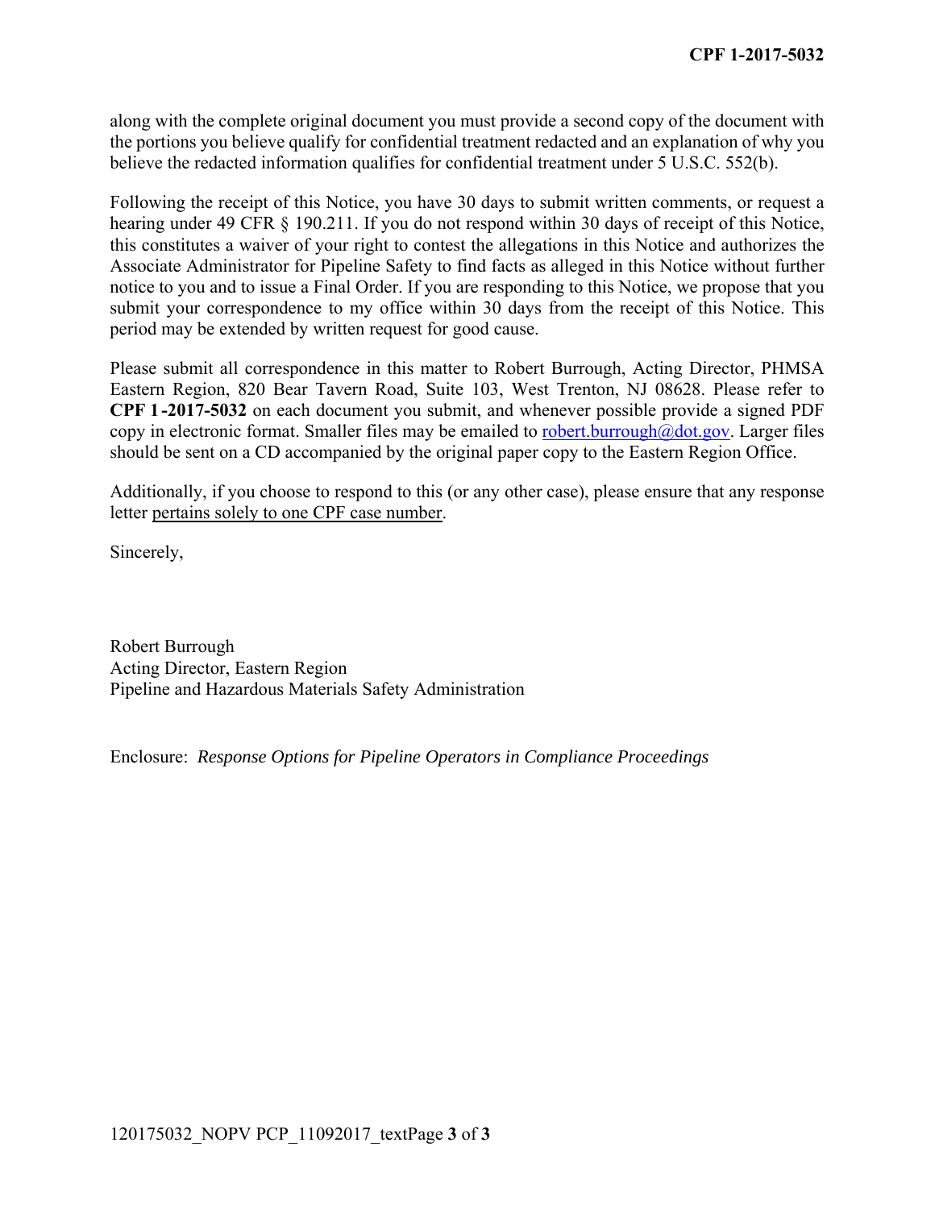along with the complete original document you must provide a second copy of the document with the portions you believe qualify for confidential treatment redacted and an explanation of why you believe the redacted information qualifies for confidential treatment under 5 U.S.C. 552(b).

Following the receipt of this Notice, you have 30 days to submit written comments, or request a hearing under 49 CFR § 190.211. If you do not respond within 30 days of receipt of this Notice, this constitutes a waiver of your right to contest the allegations in this Notice and authorizes the Associate Administrator for Pipeline Safety to find facts as alleged in this Notice without further notice to you and to issue a Final Order. If you are responding to this Notice, we propose that you submit your correspondence to my office within 30 days from the receipt of this Notice. This period may be extended by written request for good cause.

Please submit all correspondence in this matter to Robert Burrough, Acting Director, PHMSA Eastern Region, 820 Bear Tavern Road, Suite 103, West Trenton, NJ 08628. Please refer to **CPF 1-2017-5032** on each document you submit, and whenever possible provide a signed PDF copy in electronic format. Smaller files may be emailed to robert.burrough@dot.gov. Larger files should be sent on a CD accompanied by the original paper copy to the Eastern Region Office.

Additionally, if you choose to respond to this (or any other case), please ensure that any response letter pertains solely to one CPF case number.

Sincerely,

Robert Burrough
Acting Director, Eastern Region
Pipeline and Hazardous Materials Safety Administration

Enclosure: *Response Options for Pipeline Operators in Compliance Proceedings*